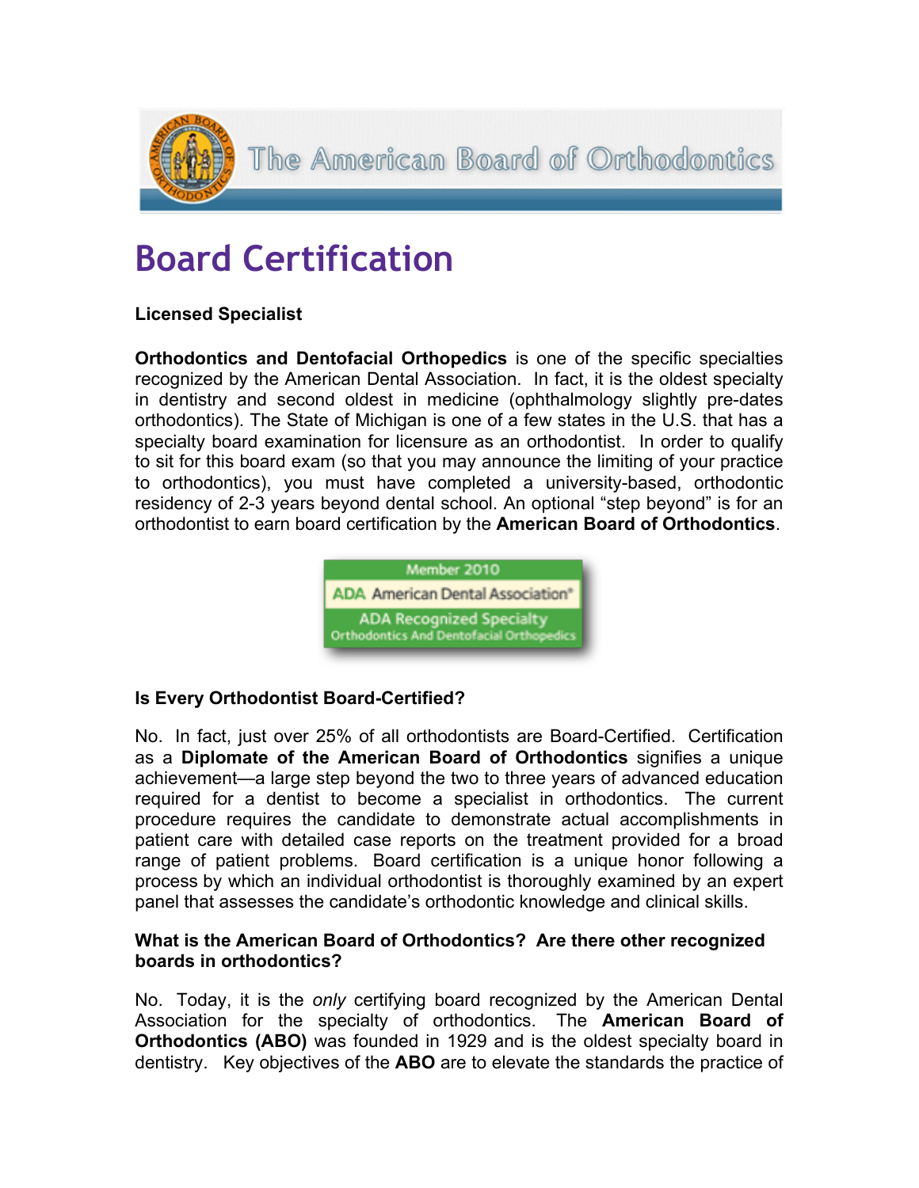# Board Certification

**Licensed Specialist**

**Orthodontics and Dentofacial Orthopedics** is one of the specific specialties recognized by the American Dental Association. In fact, it is the oldest specialty in dentistry and second oldest in medicine (ophthalmology slightly pre-dates orthodontics). The State of Michigan is one of a few states in the U.S. that has a specialty board examination for licensure as an orthodontist. In order to qualify to sit for this board exam (so that you may announce the limiting of your practice to orthodontics), you must have completed a university-based, orthodontic residency of 2-3 years beyond dental school. An optional "step beyond" is for an orthodontist to earn board certification by the **American Board of Orthodontics**.

**Is Every Orthodontist Board-Certified?**

No. In fact, just over 25% of all orthodontists are Board-Certified. Certification as a **Diplomate of the American Board of Orthodontics** signifies a unique achievement—a large step beyond the two to three years of advanced education required for a dentist to become a specialist in orthodontics. The current procedure requires the candidate to demonstrate actual accomplishments in patient care with detailed case reports on the treatment provided for a broad range of patient problems. Board certification is a unique honor following a process by which an individual orthodontist is thoroughly examined by an expert panel that assesses the candidate's orthodontic knowledge and clinical skills.

**What is the American Board of Orthodontics? Are there other recognized boards in orthodontics?**

No. Today, it is the *only* certifying board recognized by the American Dental Association for the specialty of orthodontics. The **American Board of Orthodontics (ABO)** was founded in 1929 and is the oldest specialty board in dentistry. Key objectives of the **ABO** are to elevate the standards the practice of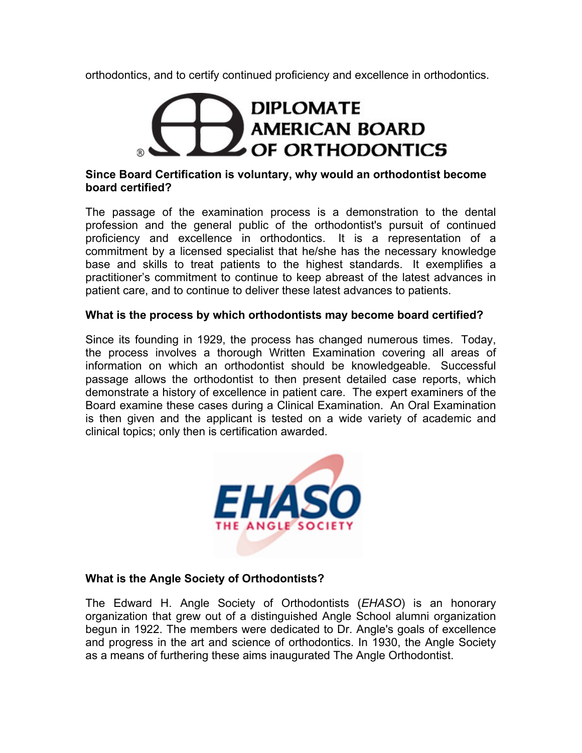orthodontics, and to certify continued proficiency and excellence in orthodontics.

**Since Board Certification is voluntary, why would an orthodontist become board certified?**

The passage of the examination process is a demonstration to the dental profession and the general public of the orthodontist's pursuit of continued proficiency and excellence in orthodontics. It is a representation of a commitment by a licensed specialist that he/she has the necessary knowledge base and skills to treat patients to the highest standards. It exemplifies a practitioner's commitment to continue to keep abreast of the latest advances in patient care, and to continue to deliver these latest advances to patients.

**What is the process by which orthodontists may become board certified?**

Since its founding in 1929, the process has changed numerous times. Today, the process involves a thorough Written Examination covering all areas of information on which an orthodontist should be knowledgeable. Successful passage allows the orthodontist to then present detailed case reports, which demonstrate a history of excellence in patient care. The expert examiners of the Board examine these cases during a Clinical Examination. An Oral Examination is then given and the applicant is tested on a wide variety of academic and clinical topics; only then is certification awarded.

**What is the Angle Society of Orthodontists?**

The Edward H. Angle Society of Orthodontists (*EHASO*) is an honorary organization that grew out of a distinguished Angle School alumni organization begun in 1922. The members were dedicated to Dr. Angle's goals of excellence and progress in the art and science of orthodontics. In 1930, the Angle Society as a means of furthering these aims inaugurated The Angle Orthodontist.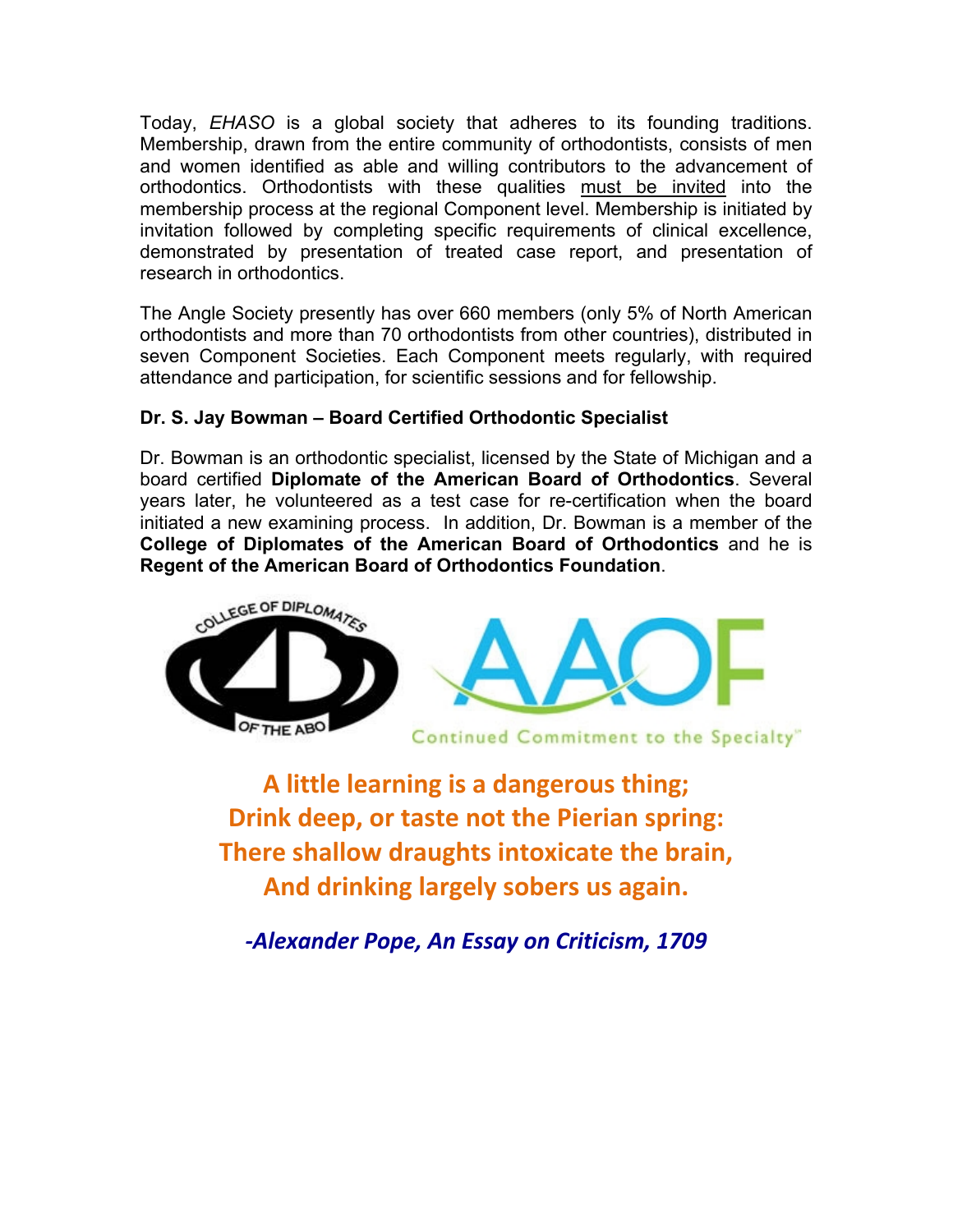Today, *EHASO* is a global society that adheres to its founding traditions. Membership, drawn from the entire community of orthodontists, consists of men and women identified as able and willing contributors to the advancement of orthodontics. Orthodontists with these qualities must be invited into the membership process at the regional Component level. Membership is initiated by invitation followed by completing specific requirements of clinical excellence, demonstrated by presentation of treated case report, and presentation of research in orthodontics.

The Angle Society presently has over 660 members (only 5% of North American orthodontists and more than 70 orthodontists from other countries), distributed in seven Component Societies. Each Component meets regularly, with required attendance and participation, for scientific sessions and for fellowship.

**Dr. S. Jay Bowman – Board Certified Orthodontic Specialist**

Dr. Bowman is an orthodontic specialist, licensed by the State of Michigan and a board certified **Diplomate of the American Board of Orthodontics**. Several years later, he volunteered as a test case for re-certification when the board initiated a new examining process. In addition, Dr. Bowman is a member of the **College of Diplomates of the American Board of Orthodontics** and he is **Regent of the American Board of Orthodontics Foundation**.

COLLEGE OF DIPLOMATES OF THE ABO

AAOF Continued Commitment to the Specialty

**A little learning is a dangerous thing;**
**Drink deep, or taste not the Pierian spring:**
**There shallow draughts intoxicate the brain,**
**And drinking largely sobers us again.**

***-Alexander Pope, An Essay on Criticism, 1709***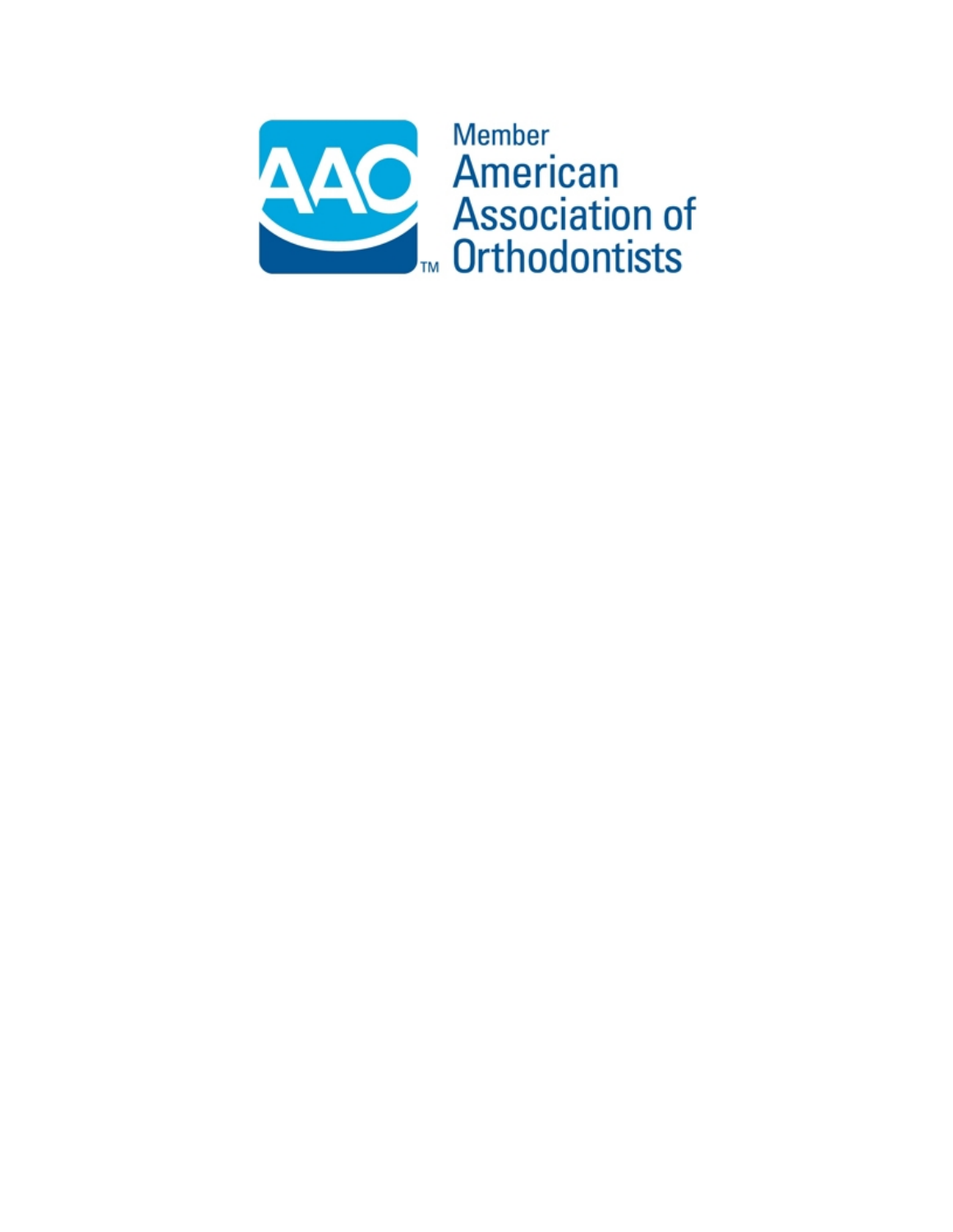AAO

Member
American
Association of
Orthodontists